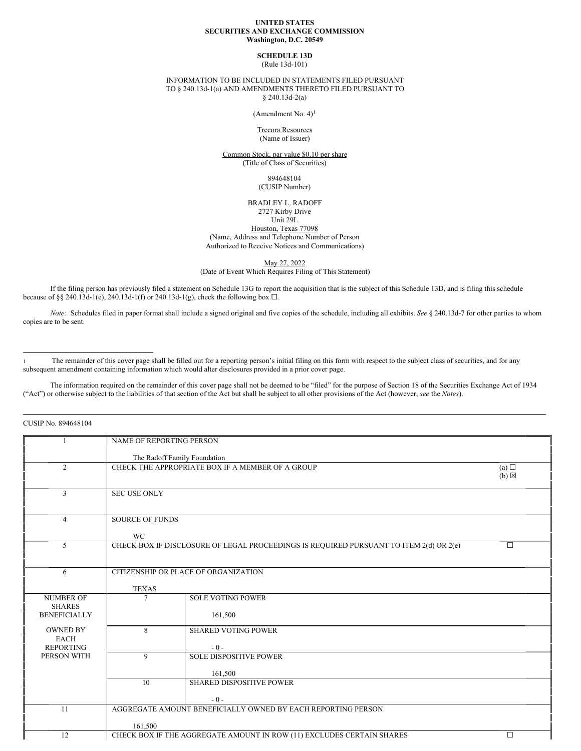**UNITED STATES**
**SECURITIES AND EXCHANGE COMMISSION**
**Washington, D.C. 20549**

**SCHEDULE 13D**
(Rule 13d-101)

INFORMATION TO BE INCLUDED IN STATEMENTS FILED PURSUANT TO § 240.13d-1(a) AND AMENDMENTS THERETO FILED PURSUANT TO § 240.13d-2(a)

(Amendment No. 4)[1]

Trecora Resources
(Name of Issuer)

Common Stock, par value $0.10 per share
(Title of Class of Securities)

894648104
(CUSIP Number)

BRADLEY L. RADOFF
2727 Kirby Drive
Unit 29L
Houston, Texas 77098
(Name, Address and Telephone Number of Person Authorized to Receive Notices and Communications)

May 27, 2022
(Date of Event Which Requires Filing of This Statement)

If the filing person has previously filed a statement on Schedule 13G to report the acquisition that is the subject of this Schedule 13D, and is filing this schedule because of §§ 240.13d-1(e), 240.13d-1(f) or 240.13d-1(g), check the following box ☐.

*Note:* Schedules filed in paper format shall include a signed original and five copies of the schedule, including all exhibits. *See* § 240.13d-7 for other parties to whom copies are to be sent.

---

1 The remainder of this cover page shall be filled out for a reporting person's initial filing on this form with respect to the subject class of securities, and for any subsequent amendment containing information which would alter disclosures provided in a prior cover page.

The information required on the remainder of this cover page shall not be deemed to be "filed" for the purpose of Section 18 of the Securities Exchange Act of 1934 ("Act") or otherwise subject to the liabilities of that section of the Act but shall be subject to all other provisions of the Act (however, *see* the *Notes*).

---

CUSIP No. 894648104

| | | | |
|---|---|---|---|
| 1 | NAME OF REPORTING PERSON<br><br>The Radoff Family Foundation | | |
| 2 | CHECK THE APPROPRIATE BOX IF A MEMBER OF A GROUP | | (a) ☐<br>(b) ☒ |
| 3 | SEC USE ONLY | | |
| 4 | SOURCE OF FUNDS<br><br>WC | | |
| 5 | CHECK BOX IF DISCLOSURE OF LEGAL PROCEEDINGS IS REQUIRED PURSUANT TO ITEM 2(d) OR 2(e) | | ☐ |
| 6 | CITIZENSHIP OR PLACE OF ORGANIZATION<br><br>TEXAS | | |
| NUMBER OF SHARES BENEFICIALLY OWNED BY EACH REPORTING PERSON WITH | 7 | SOLE VOTING POWER<br><br>161,500 | |
| | 8 | SHARED VOTING POWER<br><br>- 0 - | |
| | 9 | SOLE DISPOSITIVE POWER<br><br>161,500 | |
| | 10 | SHARED DISPOSITIVE POWER<br><br>- 0 - | |
| 11 | AGGREGATE AMOUNT BENEFICIALLY OWNED BY EACH REPORTING PERSON<br><br>161,500 | | |
| 12 | CHECK BOX IF THE AGGREGATE AMOUNT IN ROW (11) EXCLUDES CERTAIN SHARES | | ☐ |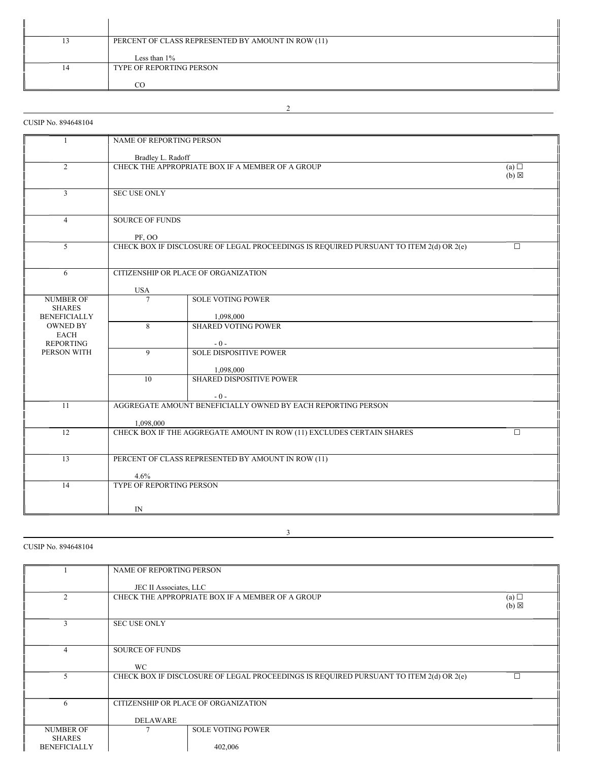| | |
|---|---|
| 13 | PERCENT OF CLASS REPRESENTED BY AMOUNT IN ROW (11)<br><br>Less than 1% |
| 14 | TYPE OF REPORTING PERSON<br><br>CO |

CUSIP No. 894648104

| | | | |
|---|---|---|---|
| 1 | NAME OF REPORTING PERSON<br><br>Bradley L. Radoff | | |
| 2 | CHECK THE APPROPRIATE BOX IF A MEMBER OF A GROUP | | (a) ☐<br>(b) ☒ |
| 3 | SEC USE ONLY | | |
| 4 | SOURCE OF FUNDS<br><br>PF, OO | | |
| 5 | CHECK BOX IF DISCLOSURE OF LEGAL PROCEEDINGS IS REQUIRED PURSUANT TO ITEM 2(d) OR 2(e) | | ☐ |
| 6 | CITIZENSHIP OR PLACE OF ORGANIZATION<br><br>USA | | |
| NUMBER OF SHARES BENEFICIALLY OWNED BY EACH REPORTING PERSON WITH | 7 | SOLE VOTING POWER<br><br>1,098,000 | |
| | 8 | SHARED VOTING POWER<br><br>- 0 - | |
| | 9 | SOLE DISPOSITIVE POWER<br><br>1,098,000 | |
| | 10 | SHARED DISPOSITIVE POWER<br><br>- 0 - | |
| 11 | AGGREGATE AMOUNT BENEFICIALLY OWNED BY EACH REPORTING PERSON<br><br>1,098,000 | | |
| 12 | CHECK BOX IF THE AGGREGATE AMOUNT IN ROW (11) EXCLUDES CERTAIN SHARES | | ☐ |
| 13 | PERCENT OF CLASS REPRESENTED BY AMOUNT IN ROW (11)<br><br>4.6% | | |
| 14 | TYPE OF REPORTING PERSON<br><br>IN | | |

CUSIP No. 894648104

| | | | |
|---|---|---|---|
| 1 | NAME OF REPORTING PERSON<br><br>JEC II Associates, LLC | | |
| 2 | CHECK THE APPROPRIATE BOX IF A MEMBER OF A GROUP | | (a) ☐<br>(b) ☒ |
| 3 | SEC USE ONLY | | |
| 4 | SOURCE OF FUNDS<br><br>WC | | |
| 5 | CHECK BOX IF DISCLOSURE OF LEGAL PROCEEDINGS IS REQUIRED PURSUANT TO ITEM 2(d) OR 2(e) | | ☐ |
| 6 | CITIZENSHIP OR PLACE OF ORGANIZATION<br><br>DELAWARE | | |
| NUMBER OF SHARES BENEFICIALLY | 7 | SOLE VOTING POWER<br><br>402,006 | |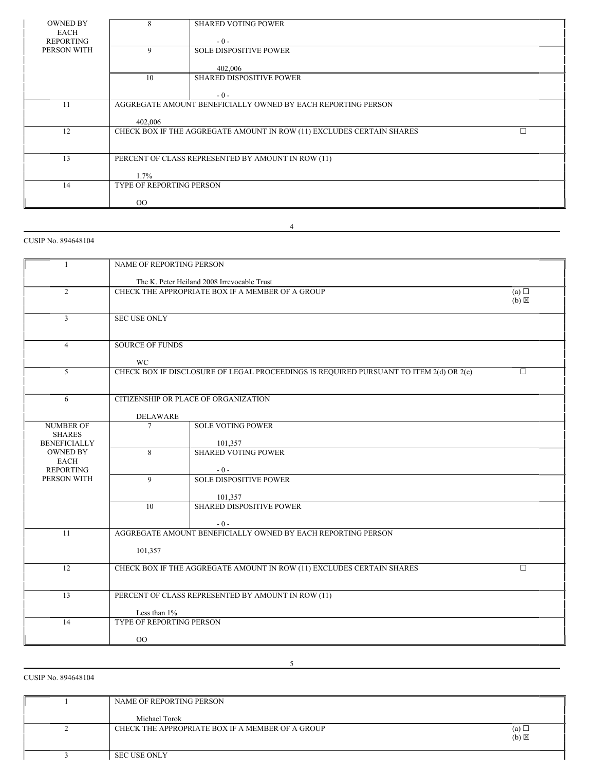| OWNED BY EACH REPORTING PERSON WITH | 8 | SHARED VOTING POWER<br><br>- 0 - |
|---|---|---|
| | 9 | SOLE DISPOSITIVE POWER<br><br>402,006 |
| | 10 | SHARED DISPOSITIVE POWER<br><br>- 0 - |
| 11 | AGGREGATE AMOUNT BENEFICIALLY OWNED BY EACH REPORTING PERSON<br><br>402,006 | |
| 12 | CHECK BOX IF THE AGGREGATE AMOUNT IN ROW (11) EXCLUDES CERTAIN SHARES ☐ | |
| 13 | PERCENT OF CLASS REPRESENTED BY AMOUNT IN ROW (11)<br><br>1.7% | |
| 14 | TYPE OF REPORTING PERSON<br><br>OO | |

CUSIP No. 894648104

| 1 | NAME OF REPORTING PERSON<br><br>The K. Peter Heiland 2008 Irrevocable Trust | |
|---|---|---|
| 2 | CHECK THE APPROPRIATE BOX IF A MEMBER OF A GROUP (a) ☐ (b) ☒ | |
| 3 | SEC USE ONLY | |
| 4 | SOURCE OF FUNDS<br><br>WC | |
| 5 | CHECK BOX IF DISCLOSURE OF LEGAL PROCEEDINGS IS REQUIRED PURSUANT TO ITEM 2(d) OR 2(e) ☐ | |
| 6 | CITIZENSHIP OR PLACE OF ORGANIZATION<br><br>DELAWARE | |
| NUMBER OF SHARES BENEFICIALLY OWNED BY EACH REPORTING PERSON WITH | 7 | SOLE VOTING POWER<br><br>101,357 |
| | 8 | SHARED VOTING POWER<br><br>- 0 - |
| | 9 | SOLE DISPOSITIVE POWER<br><br>101,357 |
| | 10 | SHARED DISPOSITIVE POWER<br><br>- 0 - |
| 11 | AGGREGATE AMOUNT BENEFICIALLY OWNED BY EACH REPORTING PERSON<br><br>101,357 | |
| 12 | CHECK BOX IF THE AGGREGATE AMOUNT IN ROW (11) EXCLUDES CERTAIN SHARES ☐ | |
| 13 | PERCENT OF CLASS REPRESENTED BY AMOUNT IN ROW (11)<br><br>Less than 1% | |
| 14 | TYPE OF REPORTING PERSON<br><br>OO | |

CUSIP No. 894648104

| 1 | NAME OF REPORTING PERSON<br><br>Michael Torok |
|---|---|
| 2 | CHECK THE APPROPRIATE BOX IF A MEMBER OF A GROUP (a) ☐ (b) ☒ |
| 3 | SEC USE ONLY |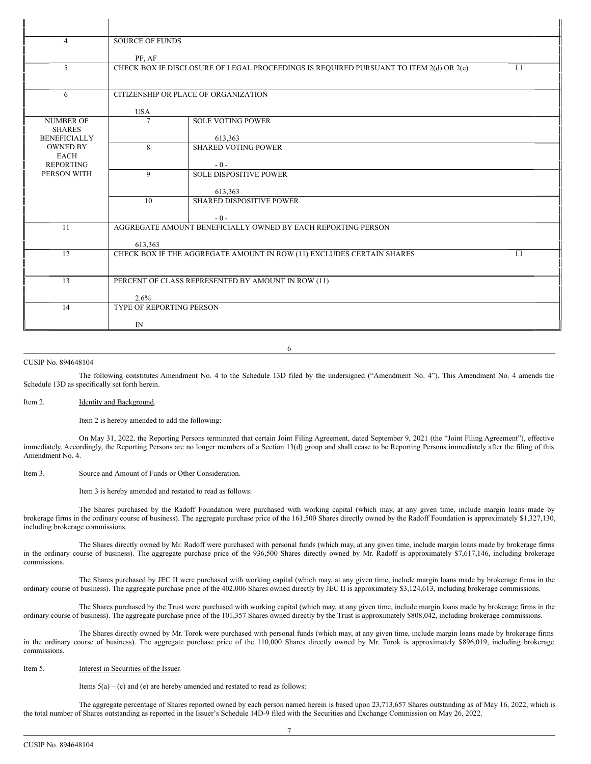| | | | |
|---|---|---|---|
| 4 | SOURCE OF FUNDS<br><br>PF, AF | | |
| 5 | CHECK BOX IF DISCLOSURE OF LEGAL PROCEEDINGS IS REQUIRED PURSUANT TO ITEM 2(d) OR 2(e) | | ☐ |
| 6 | CITIZENSHIP OR PLACE OF ORGANIZATION<br><br>USA | | |
| NUMBER OF SHARES BENEFICIALLY OWNED BY EACH REPORTING PERSON WITH | 7 | SOLE VOTING POWER<br><br>613,363 | |
| | 8 | SHARED VOTING POWER<br><br>- 0 - | |
| | 9 | SOLE DISPOSITIVE POWER<br><br>613,363 | |
| | 10 | SHARED DISPOSITIVE POWER<br><br>- 0 - | |
| 11 | AGGREGATE AMOUNT BENEFICIALLY OWNED BY EACH REPORTING PERSON<br><br>613,363 | | |
| 12 | CHECK BOX IF THE AGGREGATE AMOUNT IN ROW (11) EXCLUDES CERTAIN SHARES | | ☐ |
| 13 | PERCENT OF CLASS REPRESENTED BY AMOUNT IN ROW (11)<br><br>2.6% | | |
| 14 | TYPE OF REPORTING PERSON<br><br>IN | | |

CUSIP No. 894648104

The following constitutes Amendment No. 4 to the Schedule 13D filed by the undersigned ("Amendment No. 4"). This Amendment No. 4 amends the Schedule 13D as specifically set forth herein.

Item 2. Identity and Background.

Item 2 is hereby amended to add the following:

On May 31, 2022, the Reporting Persons terminated that certain Joint Filing Agreement, dated September 9, 2021 (the "Joint Filing Agreement"), effective immediately. Accordingly, the Reporting Persons are no longer members of a Section 13(d) group and shall cease to be Reporting Persons immediately after the filing of this Amendment No. 4.

Item 3. Source and Amount of Funds or Other Consideration.

Item 3 is hereby amended and restated to read as follows:

The Shares purchased by the Radoff Foundation were purchased with working capital (which may, at any given time, include margin loans made by brokerage firms in the ordinary course of business). The aggregate purchase price of the 161,500 Shares directly owned by the Radoff Foundation is approximately $1,327,130, including brokerage commissions.

The Shares directly owned by Mr. Radoff were purchased with personal funds (which may, at any given time, include margin loans made by brokerage firms in the ordinary course of business). The aggregate purchase price of the 936,500 Shares directly owned by Mr. Radoff is approximately $7,617,146, including brokerage commissions.

The Shares purchased by JEC II were purchased with working capital (which may, at any given time, include margin loans made by brokerage firms in the ordinary course of business). The aggregate purchase price of the 402,006 Shares owned directly by JEC II is approximately $3,124,613, including brokerage commissions.

The Shares purchased by the Trust were purchased with working capital (which may, at any given time, include margin loans made by brokerage firms in the ordinary course of business). The aggregate purchase price of the 101,357 Shares owned directly by the Trust is approximately $808,042, including brokerage commissions.

The Shares directly owned by Mr. Torok were purchased with personal funds (which may, at any given time, include margin loans made by brokerage firms in the ordinary course of business). The aggregate purchase price of the 110,000 Shares directly owned by Mr. Torok is approximately $896,019, including brokerage commissions.

Item 5. Interest in Securities of the Issuer.

Items 5(a) – (c) and (e) are hereby amended and restated to read as follows:

The aggregate percentage of Shares reported owned by each person named herein is based upon 23,713,657 Shares outstanding as of May 16, 2022, which is the total number of Shares outstanding as reported in the Issuer's Schedule 14D-9 filed with the Securities and Exchange Commission on May 26, 2022.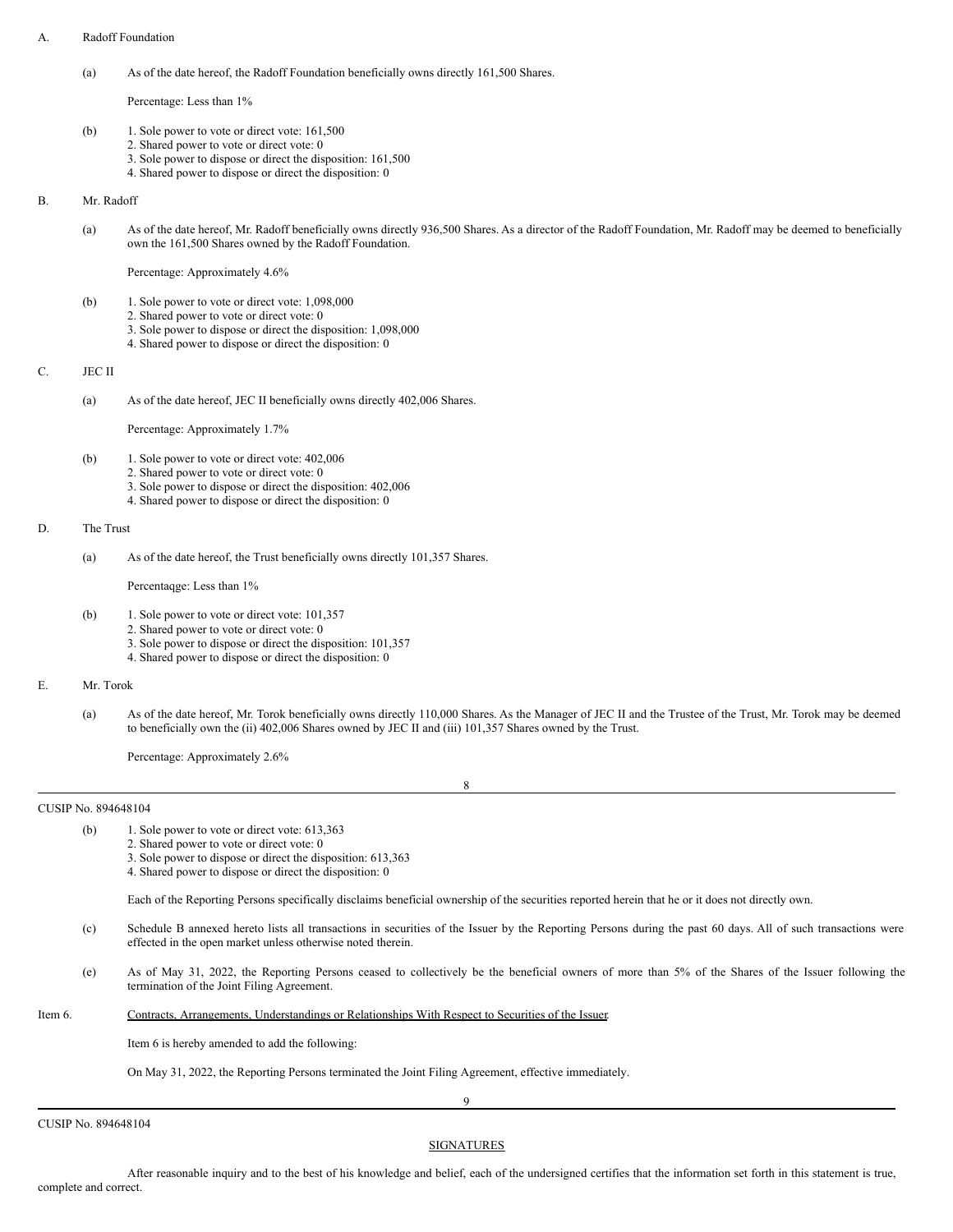A. Radoff Foundation

(a) As of the date hereof, the Radoff Foundation beneficially owns directly 161,500 Shares.

Percentage: Less than 1%

(b) 1. Sole power to vote or direct vote: 161,500
2. Shared power to vote or direct vote: 0
3. Sole power to dispose or direct the disposition: 161,500
4. Shared power to dispose or direct the disposition: 0

B. Mr. Radoff

(a) As of the date hereof, Mr. Radoff beneficially owns directly 936,500 Shares. As a director of the Radoff Foundation, Mr. Radoff may be deemed to beneficially own the 161,500 Shares owned by the Radoff Foundation.

Percentage: Approximately 4.6%

(b) 1. Sole power to vote or direct vote: 1,098,000
2. Shared power to vote or direct vote: 0
3. Sole power to dispose or direct the disposition: 1,098,000
4. Shared power to dispose or direct the disposition: 0

C. JEC II

(a) As of the date hereof, JEC II beneficially owns directly 402,006 Shares.

Percentage: Approximately 1.7%

(b) 1. Sole power to vote or direct vote: 402,006
2. Shared power to vote or direct vote: 0
3. Sole power to dispose or direct the disposition: 402,006
4. Shared power to dispose or direct the disposition: 0

D. The Trust

(a) As of the date hereof, the Trust beneficially owns directly 101,357 Shares.

Percentaqge: Less than 1%

(b) 1. Sole power to vote or direct vote: 101,357
2. Shared power to vote or direct vote: 0
3. Sole power to dispose or direct the disposition: 101,357
4. Shared power to dispose or direct the disposition: 0

E. Mr. Torok

(a) As of the date hereof, Mr. Torok beneficially owns directly 110,000 Shares. As the Manager of JEC II and the Trustee of the Trust, Mr. Torok may be deemed to beneficially own the (ii) 402,006 Shares owned by JEC II and (iii) 101,357 Shares owned by the Trust.

Percentage: Approximately 2.6%

CUSIP No. 894648104

(b) 1. Sole power to vote or direct vote: 613,363
2. Shared power to vote or direct vote: 0
3. Sole power to dispose or direct the disposition: 613,363
4. Shared power to dispose or direct the disposition: 0

Each of the Reporting Persons specifically disclaims beneficial ownership of the securities reported herein that he or it does not directly own.

(c) Schedule B annexed hereto lists all transactions in securities of the Issuer by the Reporting Persons during the past 60 days. All of such transactions were effected in the open market unless otherwise noted therein.

(e) As of May 31, 2022, the Reporting Persons ceased to collectively be the beneficial owners of more than 5% of the Shares of the Issuer following the termination of the Joint Filing Agreement.

Item 6. Contracts, Arrangements, Understandings or Relationships With Respect to Securities of the Issuer.

Item 6 is hereby amended to add the following:

On May 31, 2022, the Reporting Persons terminated the Joint Filing Agreement, effective immediately.

CUSIP No. 894648104

SIGNATURES

After reasonable inquiry and to the best of his knowledge and belief, each of the undersigned certifies that the information set forth in this statement is true, complete and correct.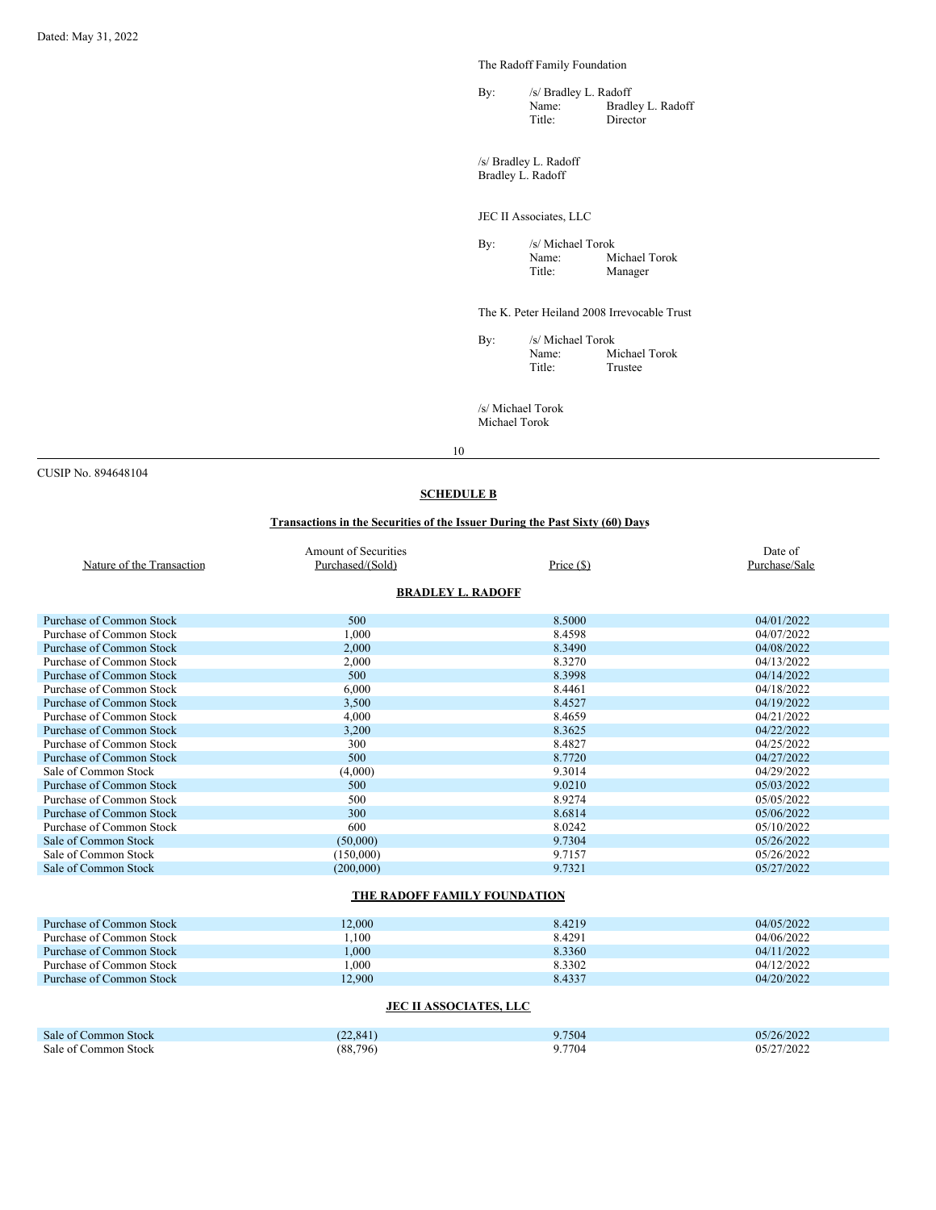Dated: May 31, 2022

The Radoff Family Foundation

By: /s/ Bradley L. Radoff
Name: Bradley L. Radoff
Title: Director

/s/ Bradley L. Radoff
Bradley L. Radoff

JEC II Associates, LLC

By: /s/ Michael Torok
Name: Michael Torok
Title: Manager

The K. Peter Heiland 2008 Irrevocable Trust

By: /s/ Michael Torok
Name: Michael Torok
Title: Trustee

/s/ Michael Torok
Michael Torok

CUSIP No. 894648104

## SCHEDULE B

### Transactions in the Securities of the Issuer During the Past Sixty (60) Days

| Nature of the Transaction | Amount of Securities Purchased/(Sold) | Price ($) | Date of Purchase/Sale |
|---|---|---|---|
| **BRADLEY L. RADOFF** | | | |
| Purchase of Common Stock | 500 | 8.5000 | 04/01/2022 |
| Purchase of Common Stock | 1,000 | 8.4598 | 04/07/2022 |
| Purchase of Common Stock | 2,000 | 8.3490 | 04/08/2022 |
| Purchase of Common Stock | 2,000 | 8.3270 | 04/13/2022 |
| Purchase of Common Stock | 500 | 8.3998 | 04/14/2022 |
| Purchase of Common Stock | 6,000 | 8.4461 | 04/18/2022 |
| Purchase of Common Stock | 3,500 | 8.4527 | 04/19/2022 |
| Purchase of Common Stock | 4,000 | 8.4659 | 04/21/2022 |
| Purchase of Common Stock | 3,200 | 8.3625 | 04/22/2022 |
| Purchase of Common Stock | 300 | 8.4827 | 04/25/2022 |
| Purchase of Common Stock | 500 | 8.7720 | 04/27/2022 |
| Sale of Common Stock | (4,000) | 9.3014 | 04/29/2022 |
| Purchase of Common Stock | 500 | 9.0210 | 05/03/2022 |
| Purchase of Common Stock | 500 | 8.9274 | 05/05/2022 |
| Purchase of Common Stock | 300 | 8.6814 | 05/06/2022 |
| Purchase of Common Stock | 600 | 8.0242 | 05/10/2022 |
| Sale of Common Stock | (50,000) | 9.7304 | 05/26/2022 |
| Sale of Common Stock | (150,000) | 9.7157 | 05/26/2022 |
| Sale of Common Stock | (200,000) | 9.7321 | 05/27/2022 |
| **THE RADOFF FAMILY FOUNDATION** | | | |
| Purchase of Common Stock | 12,000 | 8.4219 | 04/05/2022 |
| Purchase of Common Stock | 1,100 | 8.4291 | 04/06/2022 |
| Purchase of Common Stock | 1,000 | 8.3360 | 04/11/2022 |
| Purchase of Common Stock | 1,000 | 8.3302 | 04/12/2022 |
| Purchase of Common Stock | 12,900 | 8.4337 | 04/20/2022 |
| **JEC II ASSOCIATES, LLC** | | | |
| Sale of Common Stock | (22,841) | 9.7504 | 05/26/2022 |
| Sale of Common Stock | (88,796) | 9.7704 | 05/27/2022 |